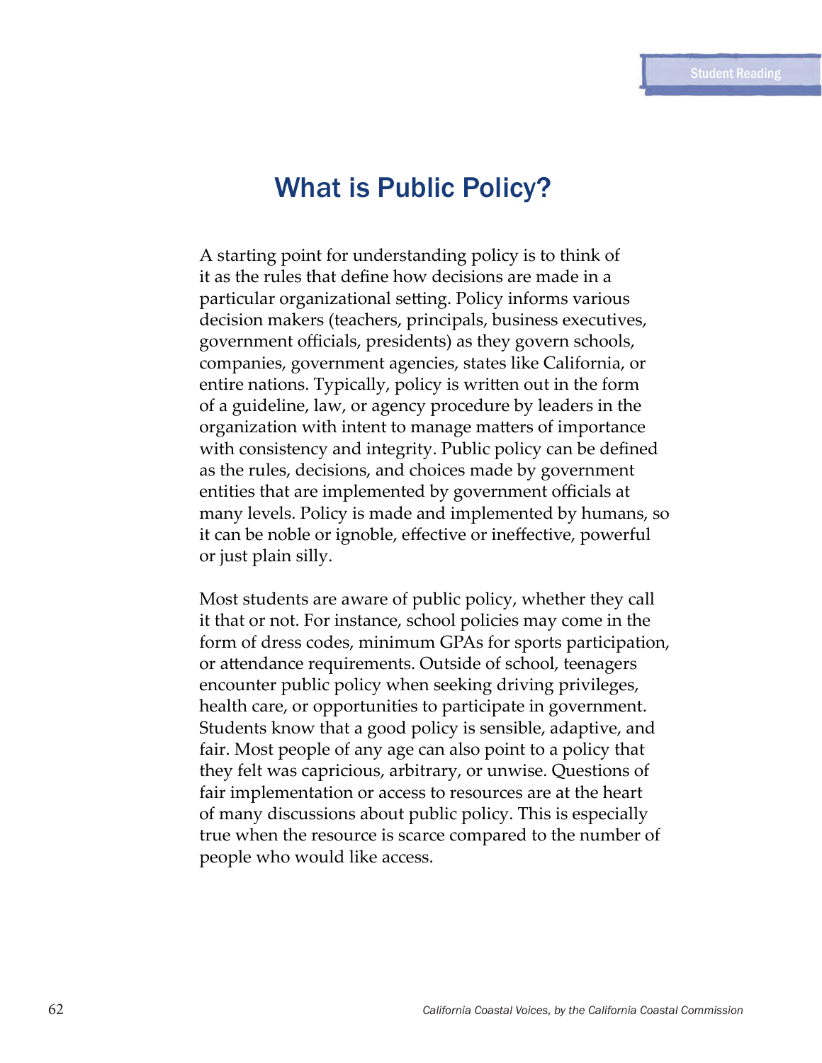# What is Public Policy?

A starting point for understanding policy is to think of it as the rules that define how decisions are made in a particular organizational setting. Policy informs various decision makers (teachers, principals, business executives, government officials, presidents) as they govern schools, companies, government agencies, states like California, or entire nations. Typically, policy is written out in the form of a guideline, law, or agency procedure by leaders in the organization with intent to manage matters of importance with consistency and integrity. Public policy can be defined as the rules, decisions, and choices made by government entities that are implemented by government officials at many levels. Policy is made and implemented by humans, so it can be noble or ignoble, effective or ineffective, powerful or just plain silly.

Most students are aware of public policy, whether they call it that or not. For instance, school policies may come in the form of dress codes, minimum GPAs for sports participation, or attendance requirements. Outside of school, teenagers encounter public policy when seeking driving privileges, health care, or opportunities to participate in government. Students know that a good policy is sensible, adaptive, and fair. Most people of any age can also point to a policy that they felt was capricious, arbitrary, or unwise. Questions of fair implementation or access to resources are at the heart of many discussions about public policy. This is especially true when the resource is scarce compared to the number of people who would like access.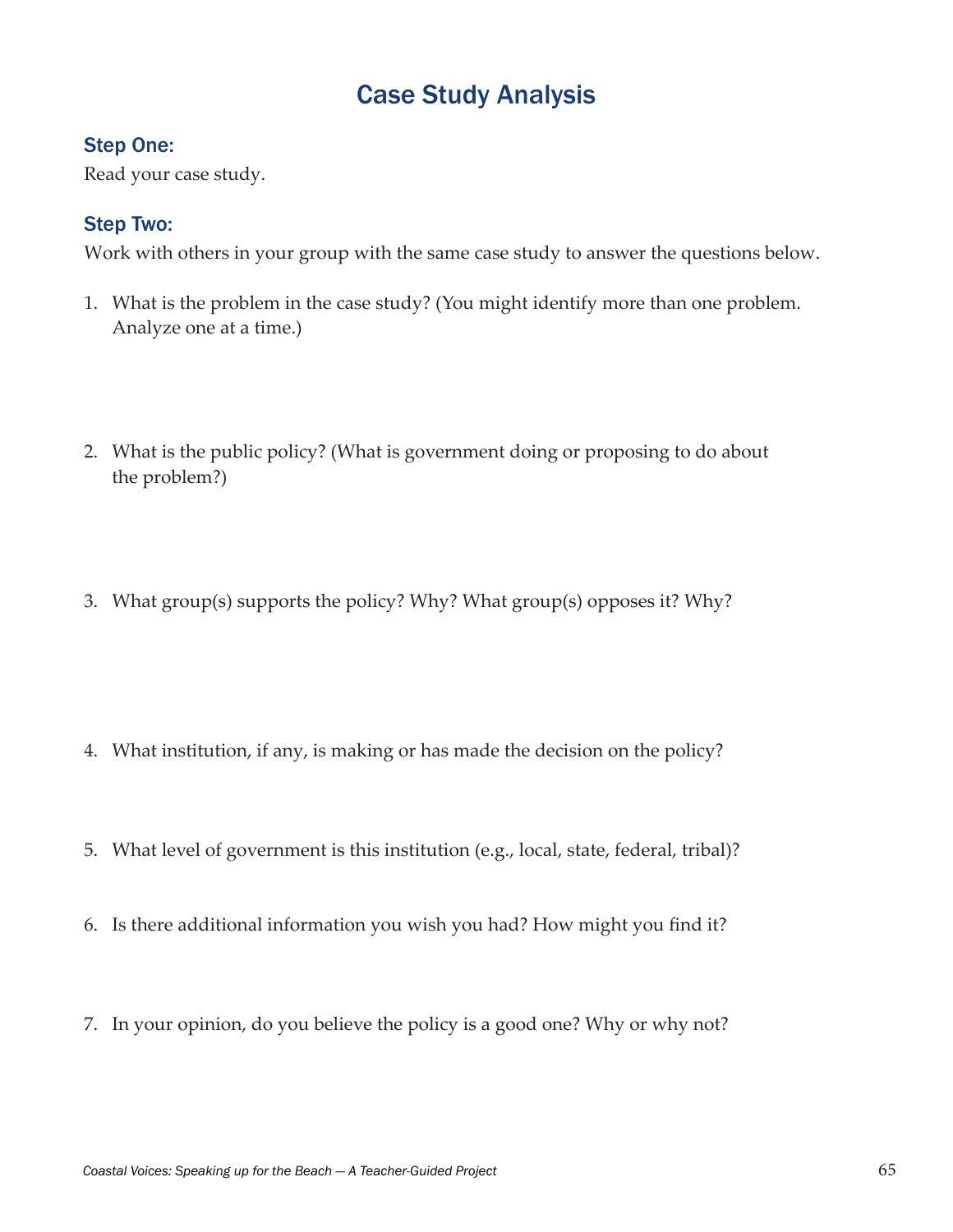# Case Study Analysis

### Step One:

Read your case study.

### Step Two:

Work with others in your group with the same case study to answer the questions below.

1. What is the problem in the case study? (You might identify more than one problem. Analyze one at a time.)

2. What is the public policy? (What is government doing or proposing to do about the problem?)

3. What group(s) supports the policy? Why? What group(s) opposes it? Why?

4. What institution, if any, is making or has made the decision on the policy?

5. What level of government is this institution (e.g., local, state, federal, tribal)?

6. Is there additional information you wish you had? How might you find it?

7. In your opinion, do you believe the policy is a good one? Why or why not?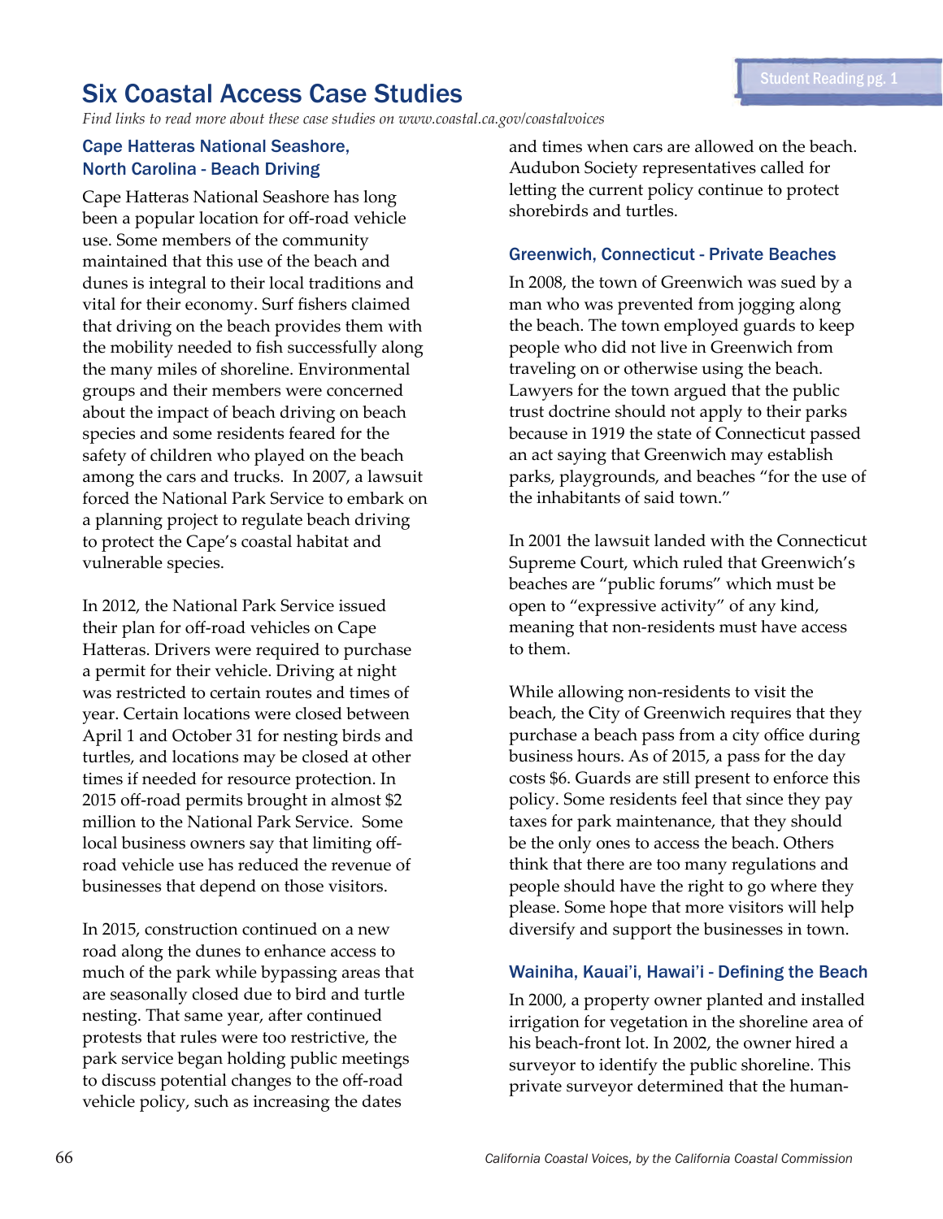# Six Coastal Access Case Studies

*Find links to read more about these case studies on www.coastal.ca.gov/coastalvoices*

## Cape Hatteras National Seashore, North Carolina - Beach Driving

Cape Hatteras National Seashore has long been a popular location for off-road vehicle use. Some members of the community maintained that this use of the beach and dunes is integral to their local traditions and vital for their economy. Surf fishers claimed that driving on the beach provides them with the mobility needed to fish successfully along the many miles of shoreline. Environmental groups and their members were concerned about the impact of beach driving on beach species and some residents feared for the safety of children who played on the beach among the cars and trucks. In 2007, a lawsuit forced the National Park Service to embark on a planning project to regulate beach driving to protect the Cape's coastal habitat and vulnerable species.

In 2012, the National Park Service issued their plan for off-road vehicles on Cape Hatteras. Drivers were required to purchase a permit for their vehicle. Driving at night was restricted to certain routes and times of year. Certain locations were closed between April 1 and October 31 for nesting birds and turtles, and locations may be closed at other times if needed for resource protection. In 2015 off-road permits brought in almost $2 million to the National Park Service. Some local business owners say that limiting off-road vehicle use has reduced the revenue of businesses that depend on those visitors.

In 2015, construction continued on a new road along the dunes to enhance access to much of the park while bypassing areas that are seasonally closed due to bird and turtle nesting. That same year, after continued protests that rules were too restrictive, the park service began holding public meetings to discuss potential changes to the off-road vehicle policy, such as increasing the dates and times when cars are allowed on the beach. Audubon Society representatives called for letting the current policy continue to protect shorebirds and turtles.

## Greenwich, Connecticut - Private Beaches

In 2008, the town of Greenwich was sued by a man who was prevented from jogging along the beach. The town employed guards to keep people who did not live in Greenwich from traveling on or otherwise using the beach. Lawyers for the town argued that the public trust doctrine should not apply to their parks because in 1919 the state of Connecticut passed an act saying that Greenwich may establish parks, playgrounds, and beaches "for the use of the inhabitants of said town."

In 2001 the lawsuit landed with the Connecticut Supreme Court, which ruled that Greenwich's beaches are "public forums" which must be open to "expressive activity" of any kind, meaning that non-residents must have access to them.

While allowing non-residents to visit the beach, the City of Greenwich requires that they purchase a beach pass from a city office during business hours. As of 2015, a pass for the day costs $6. Guards are still present to enforce this policy. Some residents feel that since they pay taxes for park maintenance, that they should be the only ones to access the beach. Others think that there are too many regulations and people should have the right to go where they please. Some hope that more visitors will help diversify and support the businesses in town.

## Wainiha, Kauai'i, Hawai'i - Defining the Beach

In 2000, a property owner planted and installed irrigation for vegetation in the shoreline area of his beach-front lot. In 2002, the owner hired a surveyor to identify the public shoreline. This private surveyor determined that the human-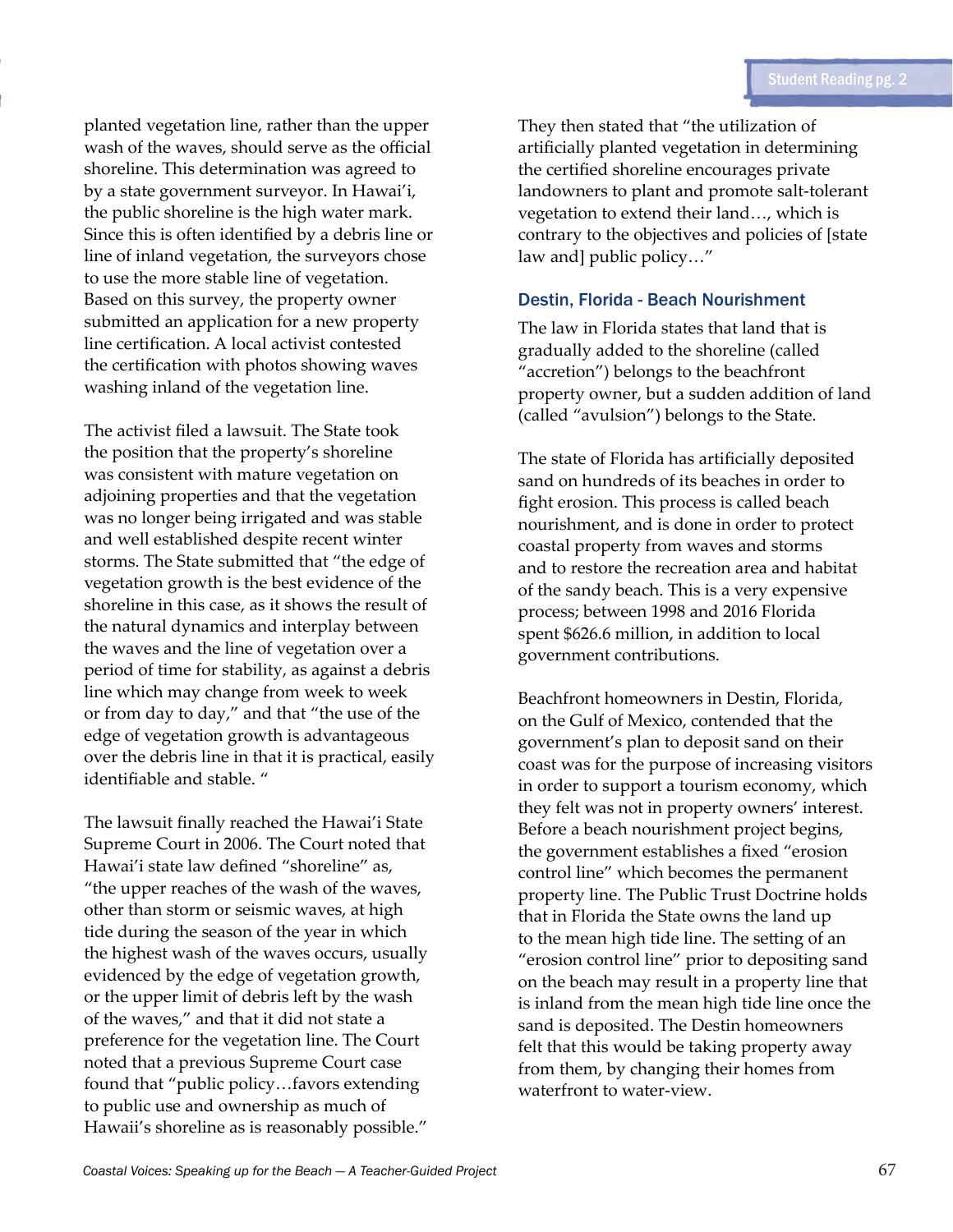planted vegetation line, rather than the upper wash of the waves, should serve as the official shoreline. This determination was agreed to by a state government surveyor. In Hawai'i, the public shoreline is the high water mark. Since this is often identified by a debris line or line of inland vegetation, the surveyors chose to use the more stable line of vegetation. Based on this survey, the property owner submitted an application for a new property line certification. A local activist contested the certification with photos showing waves washing inland of the vegetation line.

The activist filed a lawsuit. The State took the position that the property's shoreline was consistent with mature vegetation on adjoining properties and that the vegetation was no longer being irrigated and was stable and well established despite recent winter storms. The State submitted that "the edge of vegetation growth is the best evidence of the shoreline in this case, as it shows the result of the natural dynamics and interplay between the waves and the line of vegetation over a period of time for stability, as against a debris line which may change from week to week or from day to day," and that "the use of the edge of vegetation growth is advantageous over the debris line in that it is practical, easily identifiable and stable. "

The lawsuit finally reached the Hawai'i State Supreme Court in 2006. The Court noted that Hawai'i state law defined "shoreline" as, "the upper reaches of the wash of the waves, other than storm or seismic waves, at high tide during the season of the year in which the highest wash of the waves occurs, usually evidenced by the edge of vegetation growth, or the upper limit of debris left by the wash of the waves," and that it did not state a preference for the vegetation line. The Court noted that a previous Supreme Court case found that "public policy…favors extending to public use and ownership as much of Hawaii's shoreline as is reasonably possible." They then stated that "the utilization of artificially planted vegetation in determining the certified shoreline encourages private landowners to plant and promote salt-tolerant vegetation to extend their land…, which is contrary to the objectives and policies of [state law and] public policy…"

### Destin, Florida - Beach Nourishment

The law in Florida states that land that is gradually added to the shoreline (called "accretion") belongs to the beachfront property owner, but a sudden addition of land (called "avulsion") belongs to the State.

The state of Florida has artificially deposited sand on hundreds of its beaches in order to fight erosion. This process is called beach nourishment, and is done in order to protect coastal property from waves and storms and to restore the recreation area and habitat of the sandy beach. This is a very expensive process; between 1998 and 2016 Florida spent $626.6 million, in addition to local government contributions.

Beachfront homeowners in Destin, Florida, on the Gulf of Mexico, contended that the government's plan to deposit sand on their coast was for the purpose of increasing visitors in order to support a tourism economy, which they felt was not in property owners' interest. Before a beach nourishment project begins, the government establishes a fixed "erosion control line" which becomes the permanent property line. The Public Trust Doctrine holds that in Florida the State owns the land up to the mean high tide line. The setting of an "erosion control line" prior to depositing sand on the beach may result in a property line that is inland from the mean high tide line once the sand is deposited. The Destin homeowners felt that this would be taking property away from them, by changing their homes from waterfront to water-view.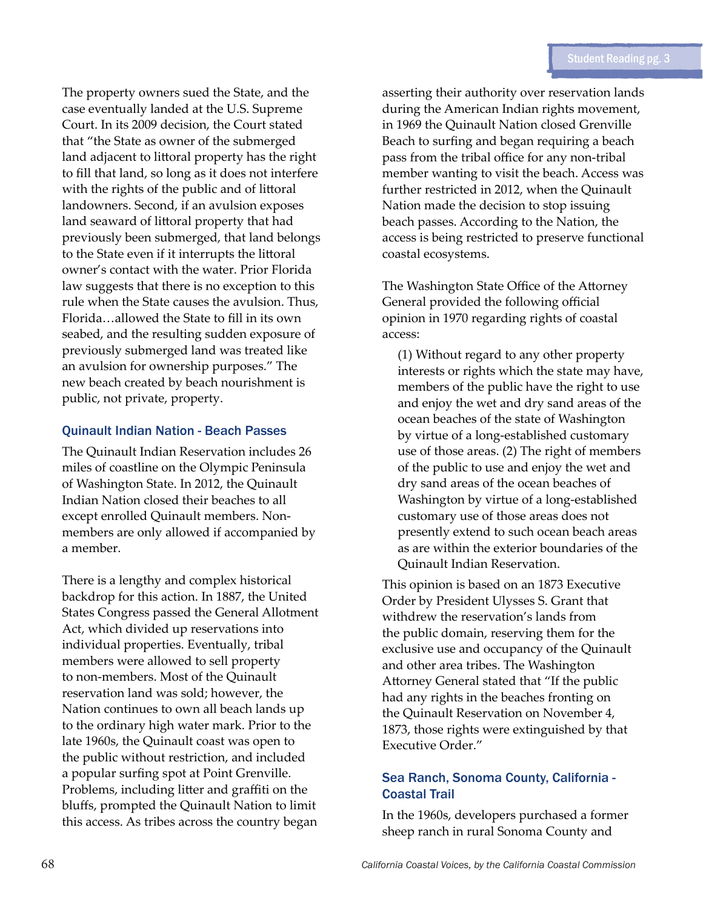The property owners sued the State, and the case eventually landed at the U.S. Supreme Court. In its 2009 decision, the Court stated that "the State as owner of the submerged land adjacent to littoral property has the right to fill that land, so long as it does not interfere with the rights of the public and of littoral landowners. Second, if an avulsion exposes land seaward of littoral property that had previously been submerged, that land belongs to the State even if it interrupts the littoral owner's contact with the water. Prior Florida law suggests that there is no exception to this rule when the State causes the avulsion. Thus, Florida…allowed the State to fill in its own seabed, and the resulting sudden exposure of previously submerged land was treated like an avulsion for ownership purposes." The new beach created by beach nourishment is public, not private, property.

### Quinault Indian Nation - Beach Passes

The Quinault Indian Reservation includes 26 miles of coastline on the Olympic Peninsula of Washington State. In 2012, the Quinault Indian Nation closed their beaches to all except enrolled Quinault members. Non-members are only allowed if accompanied by a member.

There is a lengthy and complex historical backdrop for this action. In 1887, the United States Congress passed the General Allotment Act, which divided up reservations into individual properties. Eventually, tribal members were allowed to sell property to non-members. Most of the Quinault reservation land was sold; however, the Nation continues to own all beach lands up to the ordinary high water mark. Prior to the late 1960s, the Quinault coast was open to the public without restriction, and included a popular surfing spot at Point Grenville. Problems, including litter and graffiti on the bluffs, prompted the Quinault Nation to limit this access. As tribes across the country began asserting their authority over reservation lands during the American Indian rights movement, in 1969 the Quinault Nation closed Grenville Beach to surfing and began requiring a beach pass from the tribal office for any non-tribal member wanting to visit the beach. Access was further restricted in 2012, when the Quinault Nation made the decision to stop issuing beach passes. According to the Nation, the access is being restricted to preserve functional coastal ecosystems.

The Washington State Office of the Attorney General provided the following official opinion in 1970 regarding rights of coastal access:

> (1) Without regard to any other property interests or rights which the state may have, members of the public have the right to use and enjoy the wet and dry sand areas of the ocean beaches of the state of Washington by virtue of a long-established customary use of those areas. (2) The right of members of the public to use and enjoy the wet and dry sand areas of the ocean beaches of Washington by virtue of a long-established customary use of those areas does not presently extend to such ocean beach areas as are within the exterior boundaries of the Quinault Indian Reservation.

This opinion is based on an 1873 Executive Order by President Ulysses S. Grant that withdrew the reservation's lands from the public domain, reserving them for the exclusive use and occupancy of the Quinault and other area tribes. The Washington Attorney General stated that "If the public had any rights in the beaches fronting on the Quinault Reservation on November 4, 1873, those rights were extinguished by that Executive Order."

### Sea Ranch, Sonoma County, California - Coastal Trail

In the 1960s, developers purchased a former sheep ranch in rural Sonoma County and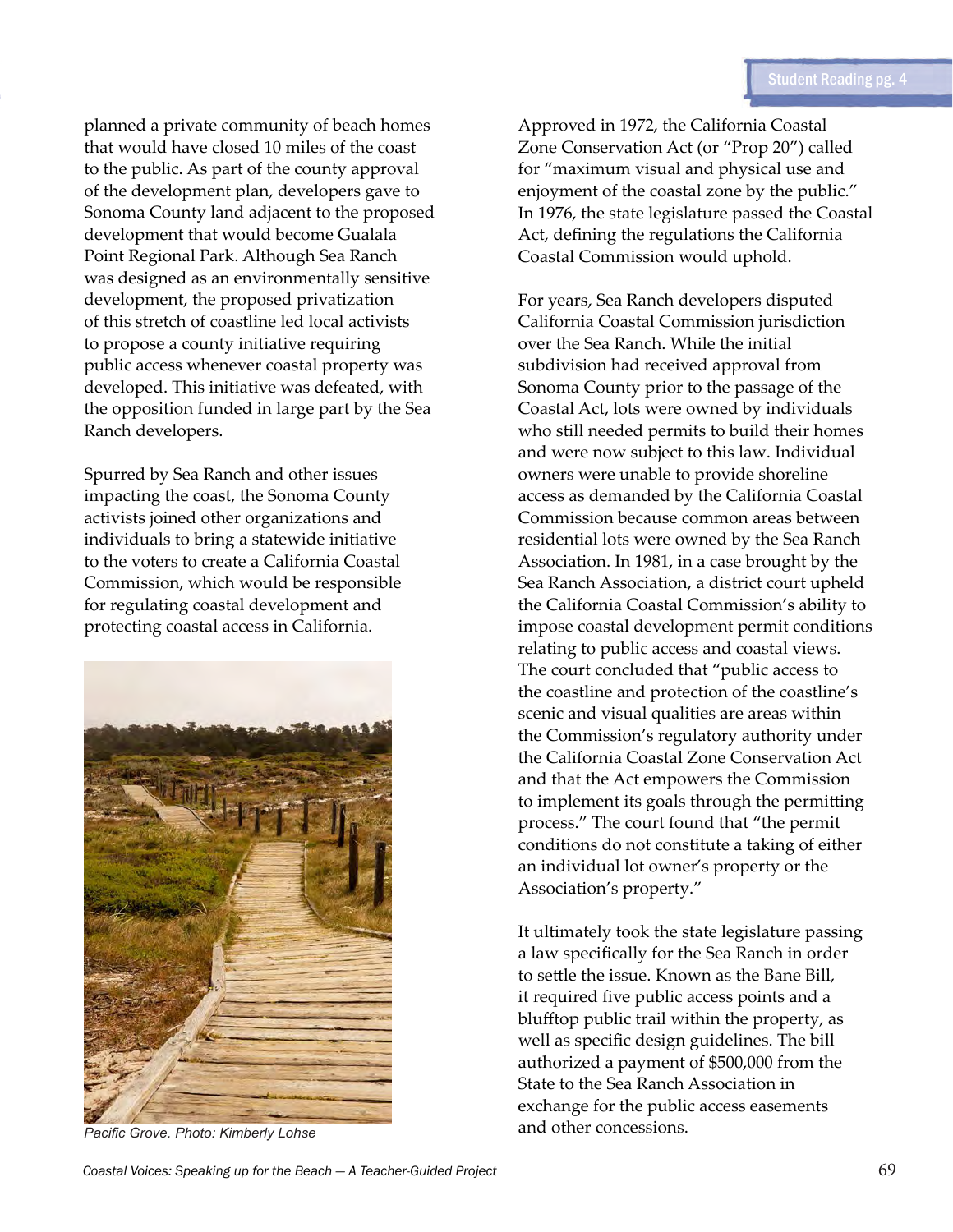planned a private community of beach homes that would have closed 10 miles of the coast to the public. As part of the county approval of the development plan, developers gave to Sonoma County land adjacent to the proposed development that would become Gualala Point Regional Park. Although Sea Ranch was designed as an environmentally sensitive development, the proposed privatization of this stretch of coastline led local activists to propose a county initiative requiring public access whenever coastal property was developed. This initiative was defeated, with the opposition funded in large part by the Sea Ranch developers.

Spurred by Sea Ranch and other issues impacting the coast, the Sonoma County activists joined other organizations and individuals to bring a statewide initiative to the voters to create a California Coastal Commission, which would be responsible for regulating coastal development and protecting coastal access in California.

*Pacific Grove. Photo: Kimberly Lohse*

Approved in 1972, the California Coastal Zone Conservation Act (or "Prop 20") called for "maximum visual and physical use and enjoyment of the coastal zone by the public." In 1976, the state legislature passed the Coastal Act, defining the regulations the California Coastal Commission would uphold.

For years, Sea Ranch developers disputed California Coastal Commission jurisdiction over the Sea Ranch. While the initial subdivision had received approval from Sonoma County prior to the passage of the Coastal Act, lots were owned by individuals who still needed permits to build their homes and were now subject to this law. Individual owners were unable to provide shoreline access as demanded by the California Coastal Commission because common areas between residential lots were owned by the Sea Ranch Association. In 1981, in a case brought by the Sea Ranch Association, a district court upheld the California Coastal Commission's ability to impose coastal development permit conditions relating to public access and coastal views. The court concluded that "public access to the coastline and protection of the coastline's scenic and visual qualities are areas within the Commission's regulatory authority under the California Coastal Zone Conservation Act and that the Act empowers the Commission to implement its goals through the permitting process." The court found that "the permit conditions do not constitute a taking of either an individual lot owner's property or the Association's property."

It ultimately took the state legislature passing a law specifically for the Sea Ranch in order to settle the issue. Known as the Bane Bill, it required five public access points and a blufftop public trail within the property, as well as specific design guidelines. The bill authorized a payment of $500,000 from the State to the Sea Ranch Association in exchange for the public access easements and other concessions.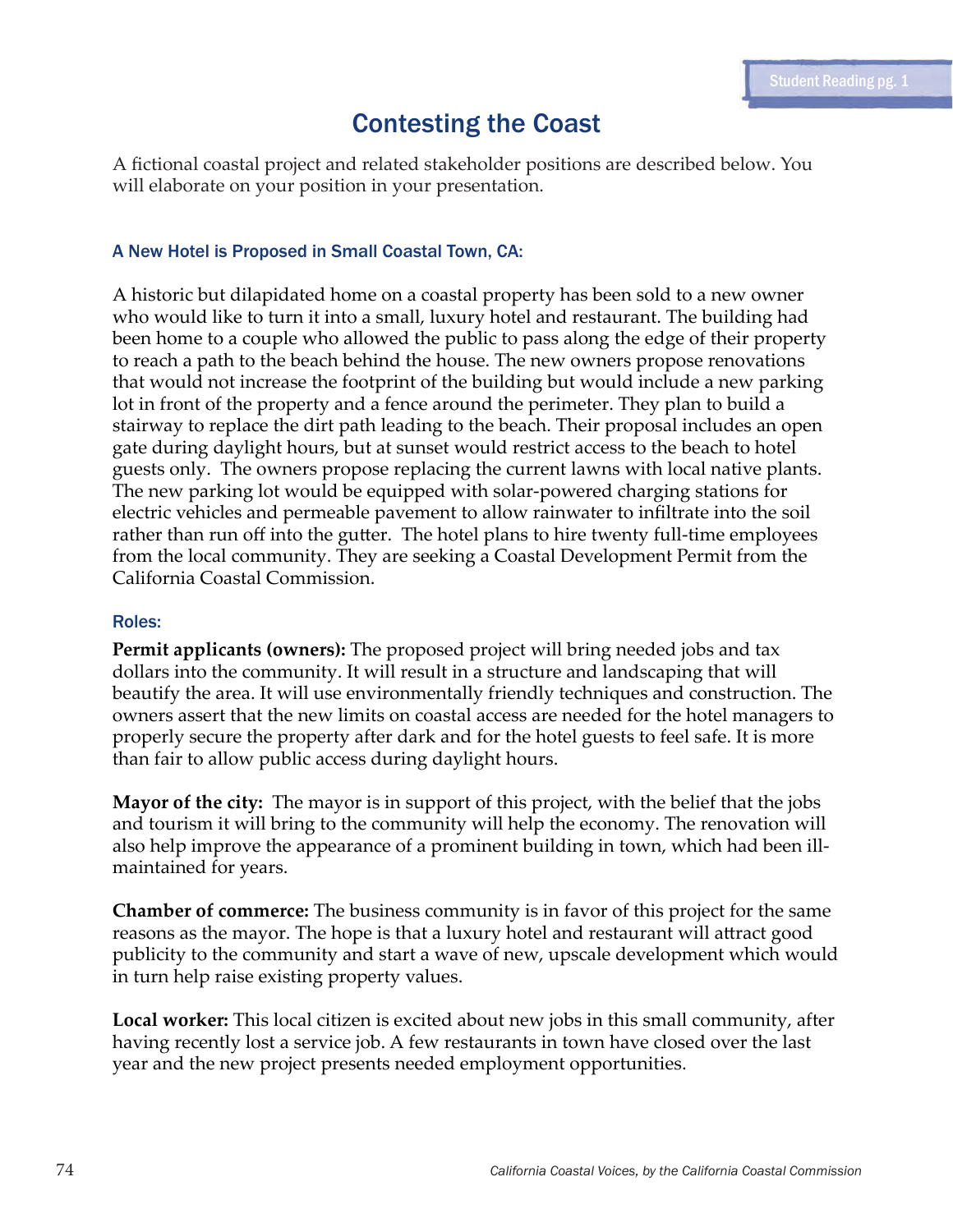# Contesting the Coast

A fictional coastal project and related stakeholder positions are described below. You will elaborate on your position in your presentation.

### A New Hotel is Proposed in Small Coastal Town, CA:

A historic but dilapidated home on a coastal property has been sold to a new owner who would like to turn it into a small, luxury hotel and restaurant. The building had been home to a couple who allowed the public to pass along the edge of their property to reach a path to the beach behind the house. The new owners propose renovations that would not increase the footprint of the building but would include a new parking lot in front of the property and a fence around the perimeter. They plan to build a stairway to replace the dirt path leading to the beach. Their proposal includes an open gate during daylight hours, but at sunset would restrict access to the beach to hotel guests only. The owners propose replacing the current lawns with local native plants. The new parking lot would be equipped with solar-powered charging stations for electric vehicles and permeable pavement to allow rainwater to infiltrate into the soil rather than run off into the gutter. The hotel plans to hire twenty full-time employees from the local community. They are seeking a Coastal Development Permit from the California Coastal Commission.

### Roles:

**Permit applicants (owners):** The proposed project will bring needed jobs and tax dollars into the community. It will result in a structure and landscaping that will beautify the area. It will use environmentally friendly techniques and construction. The owners assert that the new limits on coastal access are needed for the hotel managers to properly secure the property after dark and for the hotel guests to feel safe. It is more than fair to allow public access during daylight hours.

**Mayor of the city:** The mayor is in support of this project, with the belief that the jobs and tourism it will bring to the community will help the economy. The renovation will also help improve the appearance of a prominent building in town, which had been ill-maintained for years.

**Chamber of commerce:** The business community is in favor of this project for the same reasons as the mayor. The hope is that a luxury hotel and restaurant will attract good publicity to the community and start a wave of new, upscale development which would in turn help raise existing property values.

**Local worker:** This local citizen is excited about new jobs in this small community, after having recently lost a service job. A few restaurants in town have closed over the last year and the new project presents needed employment opportunities.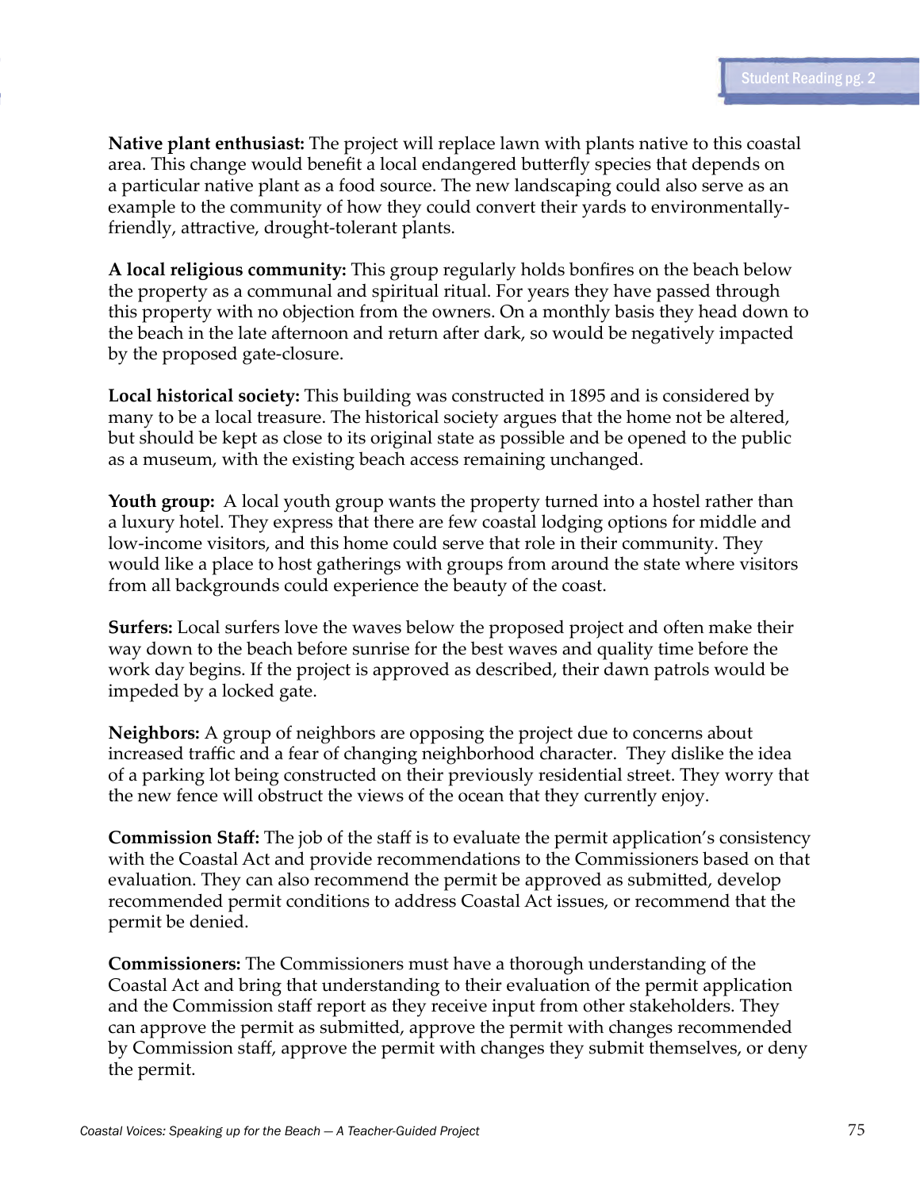**Native plant enthusiast:** The project will replace lawn with plants native to this coastal area. This change would benefit a local endangered butterfly species that depends on a particular native plant as a food source. The new landscaping could also serve as an example to the community of how they could convert their yards to environmentally-friendly, attractive, drought-tolerant plants.

**A local religious community:** This group regularly holds bonfires on the beach below the property as a communal and spiritual ritual. For years they have passed through this property with no objection from the owners. On a monthly basis they head down to the beach in the late afternoon and return after dark, so would be negatively impacted by the proposed gate-closure.

**Local historical society:** This building was constructed in 1895 and is considered by many to be a local treasure. The historical society argues that the home not be altered, but should be kept as close to its original state as possible and be opened to the public as a museum, with the existing beach access remaining unchanged.

**Youth group:** A local youth group wants the property turned into a hostel rather than a luxury hotel. They express that there are few coastal lodging options for middle and low-income visitors, and this home could serve that role in their community. They would like a place to host gatherings with groups from around the state where visitors from all backgrounds could experience the beauty of the coast.

**Surfers:** Local surfers love the waves below the proposed project and often make their way down to the beach before sunrise for the best waves and quality time before the work day begins. If the project is approved as described, their dawn patrols would be impeded by a locked gate.

**Neighbors:** A group of neighbors are opposing the project due to concerns about increased traffic and a fear of changing neighborhood character. They dislike the idea of a parking lot being constructed on their previously residential street. They worry that the new fence will obstruct the views of the ocean that they currently enjoy.

**Commission Staff:** The job of the staff is to evaluate the permit application's consistency with the Coastal Act and provide recommendations to the Commissioners based on that evaluation. They can also recommend the permit be approved as submitted, develop recommended permit conditions to address Coastal Act issues, or recommend that the permit be denied.

**Commissioners:** The Commissioners must have a thorough understanding of the Coastal Act and bring that understanding to their evaluation of the permit application and the Commission staff report as they receive input from other stakeholders. They can approve the permit as submitted, approve the permit with changes recommended by Commission staff, approve the permit with changes they submit themselves, or deny the permit.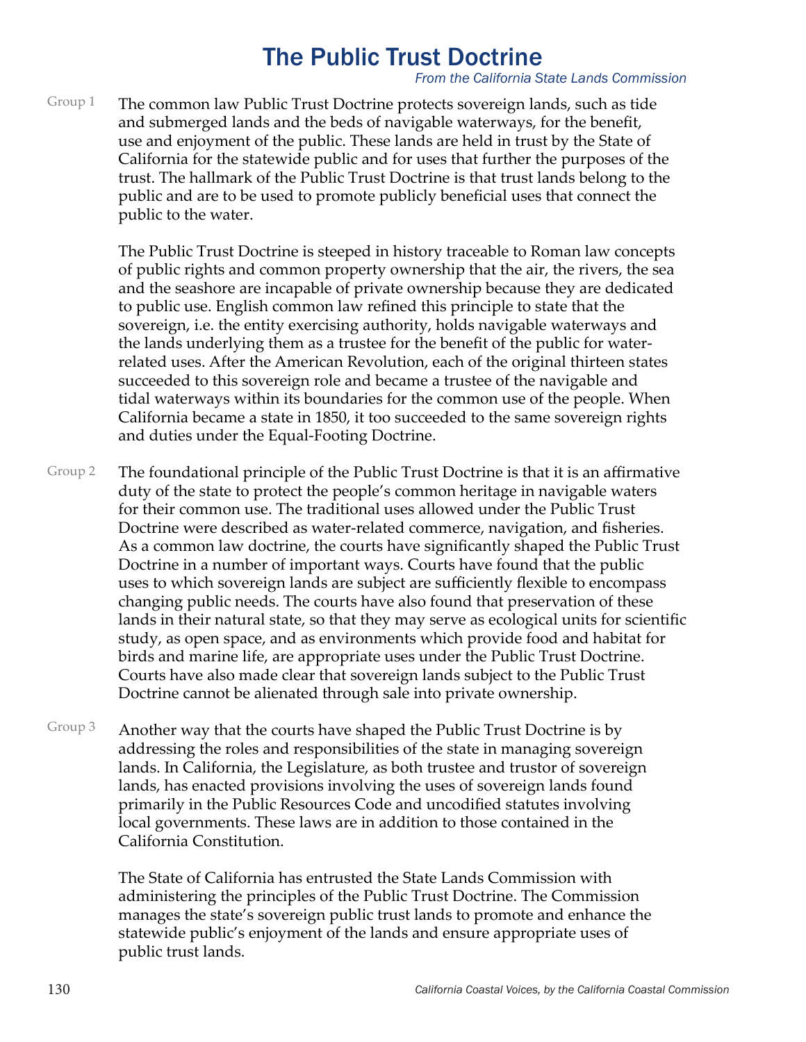# The Public Trust Doctrine

*From the California State Lands Commission*

Group 1

The common law Public Trust Doctrine protects sovereign lands, such as tide and submerged lands and the beds of navigable waterways, for the benefit, use and enjoyment of the public. These lands are held in trust by the State of California for the statewide public and for uses that further the purposes of the trust. The hallmark of the Public Trust Doctrine is that trust lands belong to the public and are to be used to promote publicly beneficial uses that connect the public to the water.

The Public Trust Doctrine is steeped in history traceable to Roman law concepts of public rights and common property ownership that the air, the rivers, the sea and the seashore are incapable of private ownership because they are dedicated to public use. English common law refined this principle to state that the sovereign, i.e. the entity exercising authority, holds navigable waterways and the lands underlying them as a trustee for the benefit of the public for water-related uses. After the American Revolution, each of the original thirteen states succeeded to this sovereign role and became a trustee of the navigable and tidal waterways within its boundaries for the common use of the people. When California became a state in 1850, it too succeeded to the same sovereign rights and duties under the Equal-Footing Doctrine.

Group 2

The foundational principle of the Public Trust Doctrine is that it is an affirmative duty of the state to protect the people's common heritage in navigable waters for their common use. The traditional uses allowed under the Public Trust Doctrine were described as water-related commerce, navigation, and fisheries. As a common law doctrine, the courts have significantly shaped the Public Trust Doctrine in a number of important ways. Courts have found that the public uses to which sovereign lands are subject are sufficiently flexible to encompass changing public needs. The courts have also found that preservation of these lands in their natural state, so that they may serve as ecological units for scientific study, as open space, and as environments which provide food and habitat for birds and marine life, are appropriate uses under the Public Trust Doctrine. Courts have also made clear that sovereign lands subject to the Public Trust Doctrine cannot be alienated through sale into private ownership.

Group 3

Another way that the courts have shaped the Public Trust Doctrine is by addressing the roles and responsibilities of the state in managing sovereign lands. In California, the Legislature, as both trustee and trustor of sovereign lands, has enacted provisions involving the uses of sovereign lands found primarily in the Public Resources Code and uncodified statutes involving local governments. These laws are in addition to those contained in the California Constitution.

The State of California has entrusted the State Lands Commission with administering the principles of the Public Trust Doctrine. The Commission manages the state's sovereign public trust lands to promote and enhance the statewide public's enjoyment of the lands and ensure appropriate uses of public trust lands.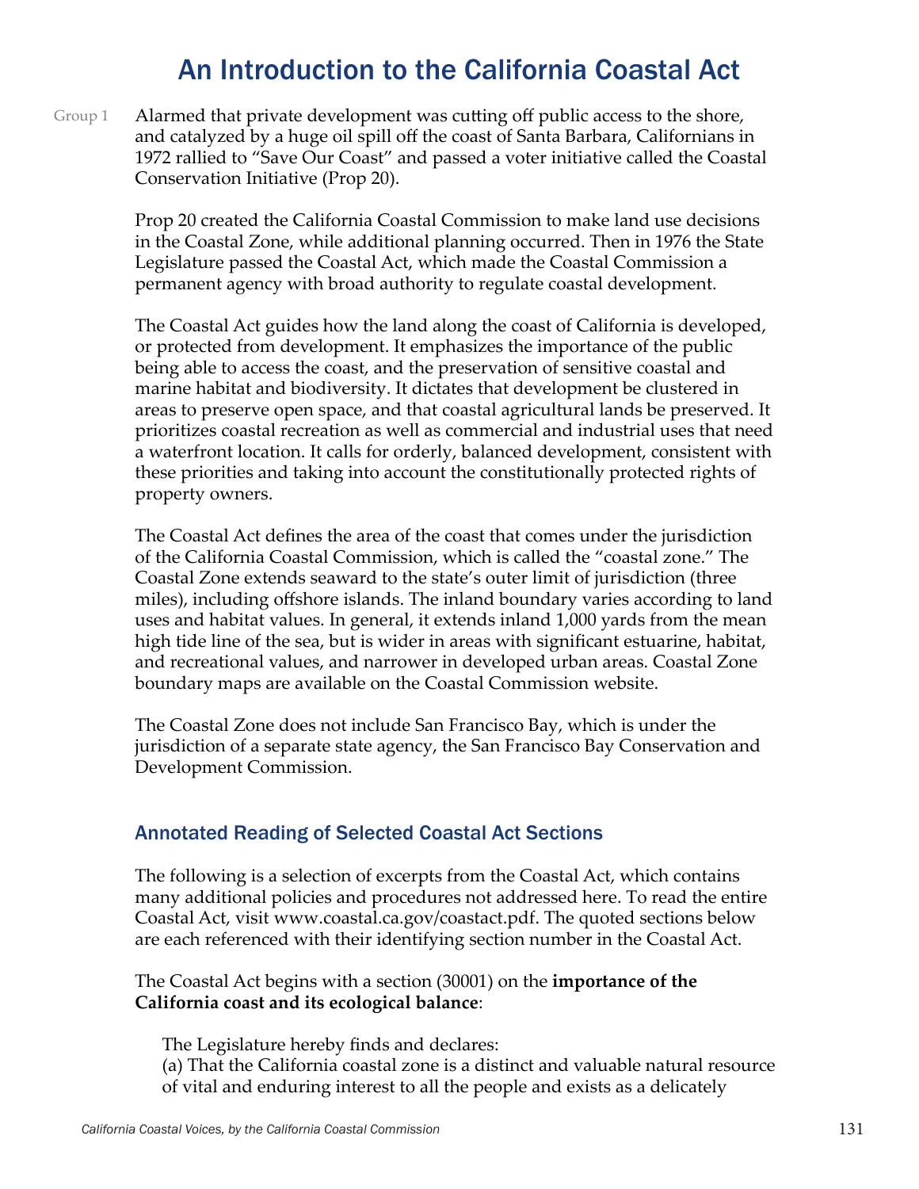# An Introduction to the California Coastal Act

Group 1

Alarmed that private development was cutting off public access to the shore, and catalyzed by a huge oil spill off the coast of Santa Barbara, Californians in 1972 rallied to "Save Our Coast" and passed a voter initiative called the Coastal Conservation Initiative (Prop 20).

Prop 20 created the California Coastal Commission to make land use decisions in the Coastal Zone, while additional planning occurred. Then in 1976 the State Legislature passed the Coastal Act, which made the Coastal Commission a permanent agency with broad authority to regulate coastal development.

The Coastal Act guides how the land along the coast of California is developed, or protected from development. It emphasizes the importance of the public being able to access the coast, and the preservation of sensitive coastal and marine habitat and biodiversity. It dictates that development be clustered in areas to preserve open space, and that coastal agricultural lands be preserved. It prioritizes coastal recreation as well as commercial and industrial uses that need a waterfront location. It calls for orderly, balanced development, consistent with these priorities and taking into account the constitutionally protected rights of property owners.

The Coastal Act defines the area of the coast that comes under the jurisdiction of the California Coastal Commission, which is called the "coastal zone." The Coastal Zone extends seaward to the state's outer limit of jurisdiction (three miles), including offshore islands. The inland boundary varies according to land uses and habitat values. In general, it extends inland 1,000 yards from the mean high tide line of the sea, but is wider in areas with significant estuarine, habitat, and recreational values, and narrower in developed urban areas. Coastal Zone boundary maps are available on the Coastal Commission website.

The Coastal Zone does not include San Francisco Bay, which is under the jurisdiction of a separate state agency, the San Francisco Bay Conservation and Development Commission.

## Annotated Reading of Selected Coastal Act Sections

The following is a selection of excerpts from the Coastal Act, which contains many additional policies and procedures not addressed here. To read the entire Coastal Act, visit www.coastal.ca.gov/coastact.pdf. The quoted sections below are each referenced with their identifying section number in the Coastal Act.

The Coastal Act begins with a section (30001) on the **importance of the California coast and its ecological balance**:

> The Legislature hereby finds and declares:
> (a) That the California coastal zone is a distinct and valuable natural resource of vital and enduring interest to all the people and exists as a delicately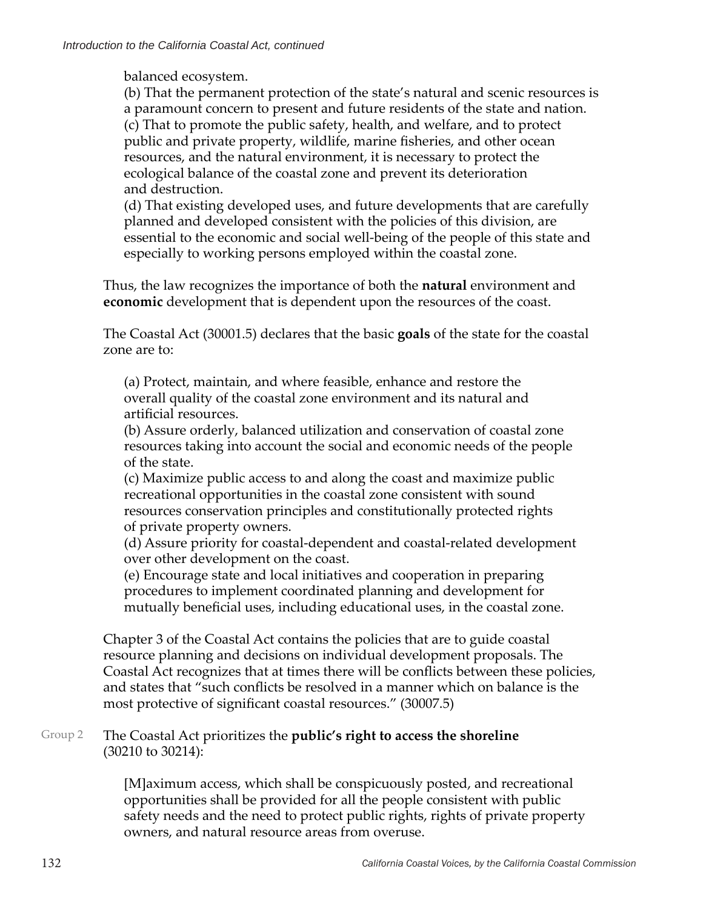balanced ecosystem.

(b) That the permanent protection of the state's natural and scenic resources is a paramount concern to present and future residents of the state and nation.

(c) That to promote the public safety, health, and welfare, and to protect public and private property, wildlife, marine fisheries, and other ocean resources, and the natural environment, it is necessary to protect the ecological balance of the coastal zone and prevent its deterioration and destruction.

(d) That existing developed uses, and future developments that are carefully planned and developed consistent with the policies of this division, are essential to the economic and social well-being of the people of this state and especially to working persons employed within the coastal zone.

Thus, the law recognizes the importance of both the **natural** environment and **economic** development that is dependent upon the resources of the coast.

The Coastal Act (30001.5) declares that the basic **goals** of the state for the coastal zone are to:

(a) Protect, maintain, and where feasible, enhance and restore the overall quality of the coastal zone environment and its natural and artificial resources.

(b) Assure orderly, balanced utilization and conservation of coastal zone resources taking into account the social and economic needs of the people of the state.

(c) Maximize public access to and along the coast and maximize public recreational opportunities in the coastal zone consistent with sound resources conservation principles and constitutionally protected rights of private property owners.

(d) Assure priority for coastal-dependent and coastal-related development over other development on the coast.

(e) Encourage state and local initiatives and cooperation in preparing procedures to implement coordinated planning and development for mutually beneficial uses, including educational uses, in the coastal zone.

Chapter 3 of the Coastal Act contains the policies that are to guide coastal resource planning and decisions on individual development proposals. The Coastal Act recognizes that at times there will be conflicts between these policies, and states that "such conflicts be resolved in a manner which on balance is the most protective of significant coastal resources." (30007.5)

Group 2

The Coastal Act prioritizes the **public's right to access the shoreline** (30210 to 30214):

[M]aximum access, which shall be conspicuously posted, and recreational opportunities shall be provided for all the people consistent with public safety needs and the need to protect public rights, rights of private property owners, and natural resource areas from overuse.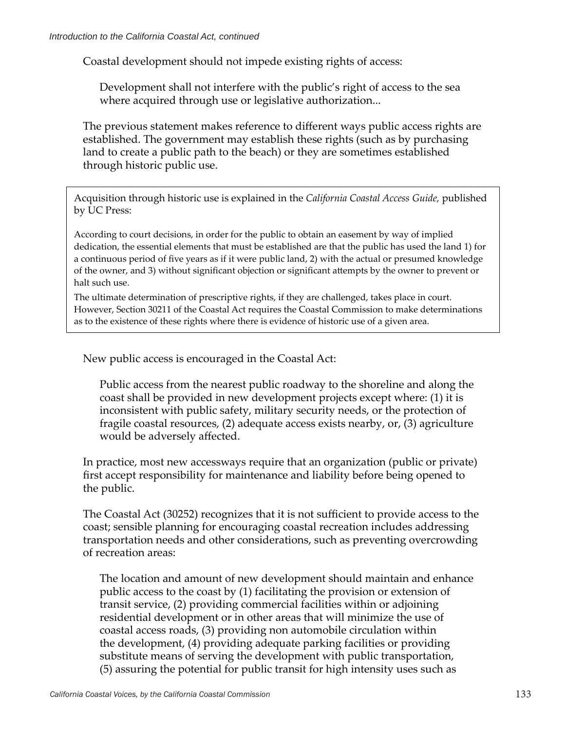Coastal development should not impede existing rights of access:

> Development shall not interfere with the public's right of access to the sea where acquired through use or legislative authorization...

The previous statement makes reference to different ways public access rights are established. The government may establish these rights (such as by purchasing land to create a public path to the beach) or they are sometimes established through historic public use.

> Acquisition through historic use is explained in the *California Coastal Access Guide,* published by UC Press:
>
> According to court decisions, in order for the public to obtain an easement by way of implied dedication, the essential elements that must be established are that the public has used the land 1) for a continuous period of five years as if it were public land, 2) with the actual or presumed knowledge of the owner, and 3) without significant objection or significant attempts by the owner to prevent or halt such use.
>
> The ultimate determination of prescriptive rights, if they are challenged, takes place in court. However, Section 30211 of the Coastal Act requires the Coastal Commission to make determinations as to the existence of these rights where there is evidence of historic use of a given area.

New public access is encouraged in the Coastal Act:

> Public access from the nearest public roadway to the shoreline and along the coast shall be provided in new development projects except where: (1) it is inconsistent with public safety, military security needs, or the protection of fragile coastal resources, (2) adequate access exists nearby, or, (3) agriculture would be adversely affected.

In practice, most new accessways require that an organization (public or private) first accept responsibility for maintenance and liability before being opened to the public.

The Coastal Act (30252) recognizes that it is not sufficient to provide access to the coast; sensible planning for encouraging coastal recreation includes addressing transportation needs and other considerations, such as preventing overcrowding of recreation areas:

> The location and amount of new development should maintain and enhance public access to the coast by (1) facilitating the provision or extension of transit service, (2) providing commercial facilities within or adjoining residential development or in other areas that will minimize the use of coastal access roads, (3) providing non automobile circulation within the development, (4) providing adequate parking facilities or providing substitute means of serving the development with public transportation, (5) assuring the potential for public transit for high intensity uses such as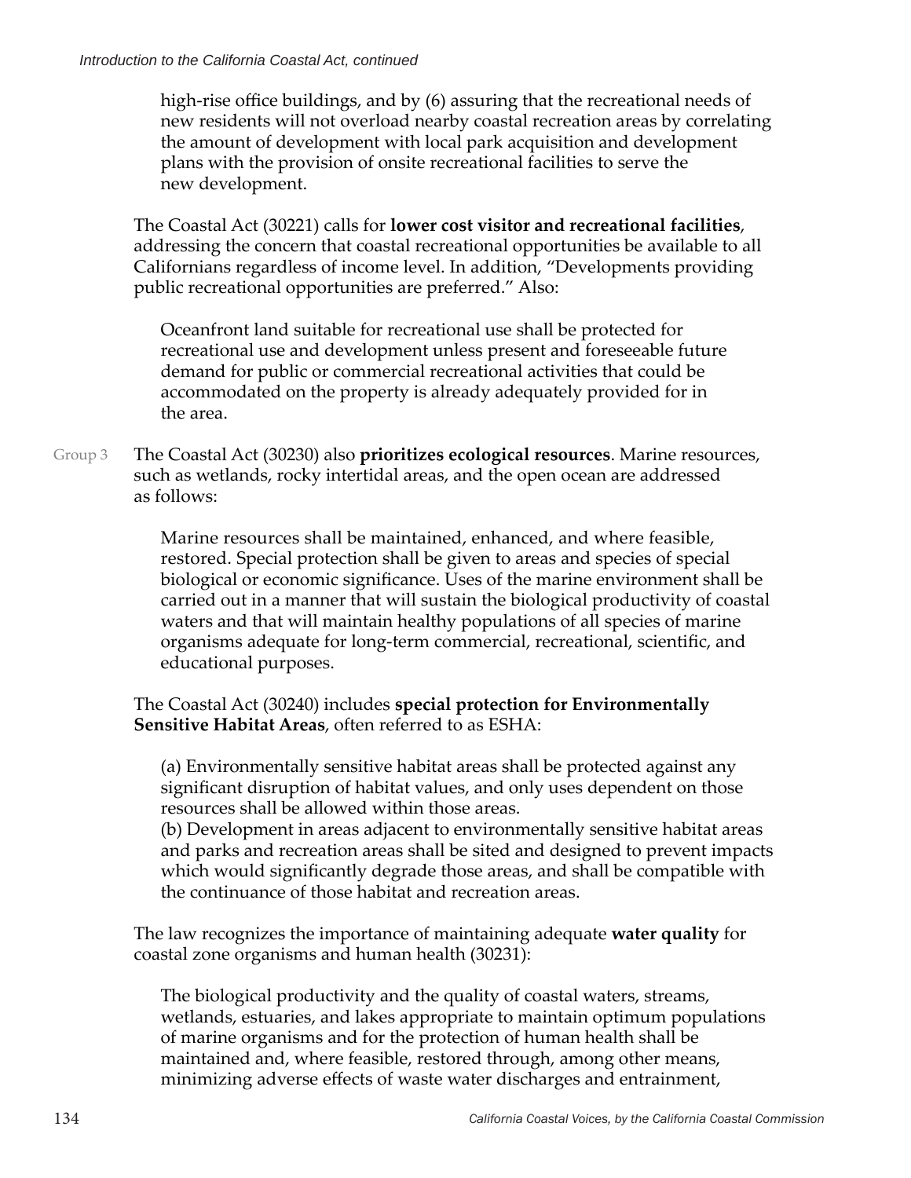high-rise office buildings, and by (6) assuring that the recreational needs of new residents will not overload nearby coastal recreation areas by correlating the amount of development with local park acquisition and development plans with the provision of onsite recreational facilities to serve the new development.

The Coastal Act (30221) calls for **lower cost visitor and recreational facilities**, addressing the concern that coastal recreational opportunities be available to all Californians regardless of income level. In addition, "Developments providing public recreational opportunities are preferred." Also:

> Oceanfront land suitable for recreational use shall be protected for recreational use and development unless present and foreseeable future demand for public or commercial recreational activities that could be accommodated on the property is already adequately provided for in the area.

Group 3

The Coastal Act (30230) also **prioritizes ecological resources**. Marine resources, such as wetlands, rocky intertidal areas, and the open ocean are addressed as follows:

> Marine resources shall be maintained, enhanced, and where feasible, restored. Special protection shall be given to areas and species of special biological or economic significance. Uses of the marine environment shall be carried out in a manner that will sustain the biological productivity of coastal waters and that will maintain healthy populations of all species of marine organisms adequate for long-term commercial, recreational, scientific, and educational purposes.

The Coastal Act (30240) includes **special protection for Environmentally Sensitive Habitat Areas**, often referred to as ESHA:

> (a) Environmentally sensitive habitat areas shall be protected against any significant disruption of habitat values, and only uses dependent on those resources shall be allowed within those areas.
> (b) Development in areas adjacent to environmentally sensitive habitat areas and parks and recreation areas shall be sited and designed to prevent impacts which would significantly degrade those areas, and shall be compatible with the continuance of those habitat and recreation areas.

The law recognizes the importance of maintaining adequate **water quality** for coastal zone organisms and human health (30231):

> The biological productivity and the quality of coastal waters, streams, wetlands, estuaries, and lakes appropriate to maintain optimum populations of marine organisms and for the protection of human health shall be maintained and, where feasible, restored through, among other means, minimizing adverse effects of waste water discharges and entrainment,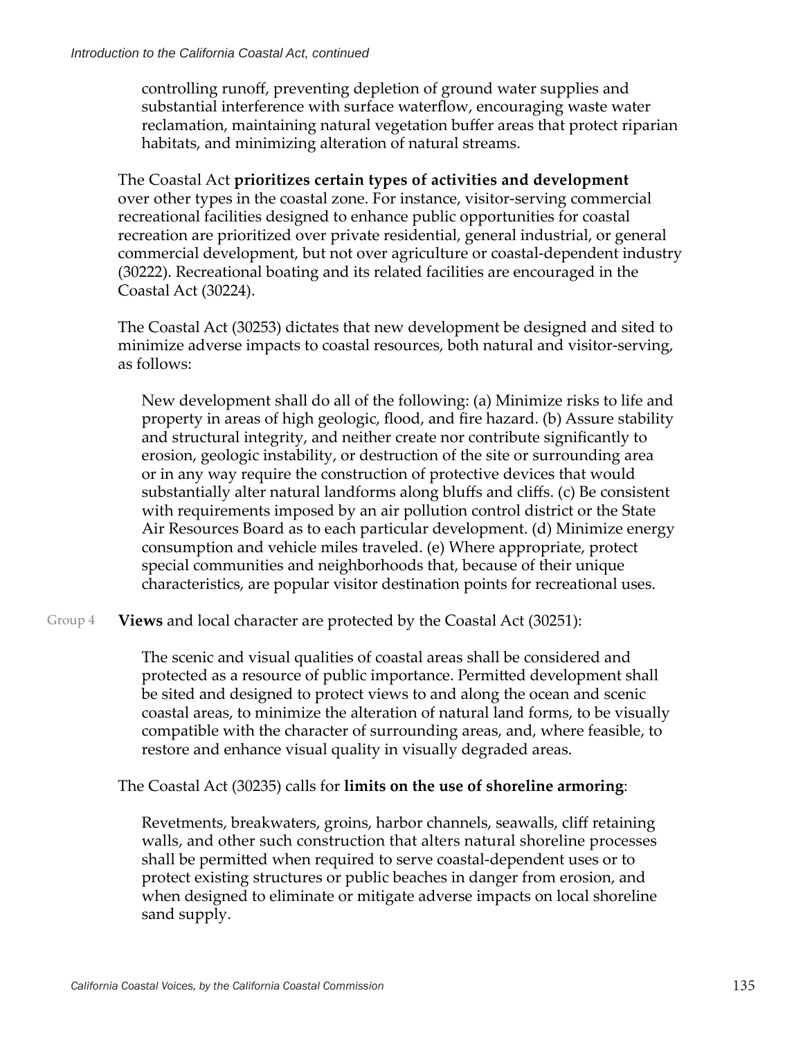controlling runoff, preventing depletion of ground water supplies and substantial interference with surface waterflow, encouraging waste water reclamation, maintaining natural vegetation buffer areas that protect riparian habitats, and minimizing alteration of natural streams.

The Coastal Act **prioritizes certain types of activities and development** over other types in the coastal zone. For instance, visitor-serving commercial recreational facilities designed to enhance public opportunities for coastal recreation are prioritized over private residential, general industrial, or general commercial development, but not over agriculture or coastal-dependent industry (30222). Recreational boating and its related facilities are encouraged in the Coastal Act (30224).

The Coastal Act (30253) dictates that new development be designed and sited to minimize adverse impacts to coastal resources, both natural and visitor-serving, as follows:

> New development shall do all of the following: (a) Minimize risks to life and property in areas of high geologic, flood, and fire hazard. (b) Assure stability and structural integrity, and neither create nor contribute significantly to erosion, geologic instability, or destruction of the site or surrounding area or in any way require the construction of protective devices that would substantially alter natural landforms along bluffs and cliffs. (c) Be consistent with requirements imposed by an air pollution control district or the State Air Resources Board as to each particular development. (d) Minimize energy consumption and vehicle miles traveled. (e) Where appropriate, protect special communities and neighborhoods that, because of their unique characteristics, are popular visitor destination points for recreational uses.

Group 4

**Views** and local character are protected by the Coastal Act (30251):

> The scenic and visual qualities of coastal areas shall be considered and protected as a resource of public importance. Permitted development shall be sited and designed to protect views to and along the ocean and scenic coastal areas, to minimize the alteration of natural land forms, to be visually compatible with the character of surrounding areas, and, where feasible, to restore and enhance visual quality in visually degraded areas.

The Coastal Act (30235) calls for **limits on the use of shoreline armoring**:

> Revetments, breakwaters, groins, harbor channels, seawalls, cliff retaining walls, and other such construction that alters natural shoreline processes shall be permitted when required to serve coastal-dependent uses or to protect existing structures or public beaches in danger from erosion, and when designed to eliminate or mitigate adverse impacts on local shoreline sand supply.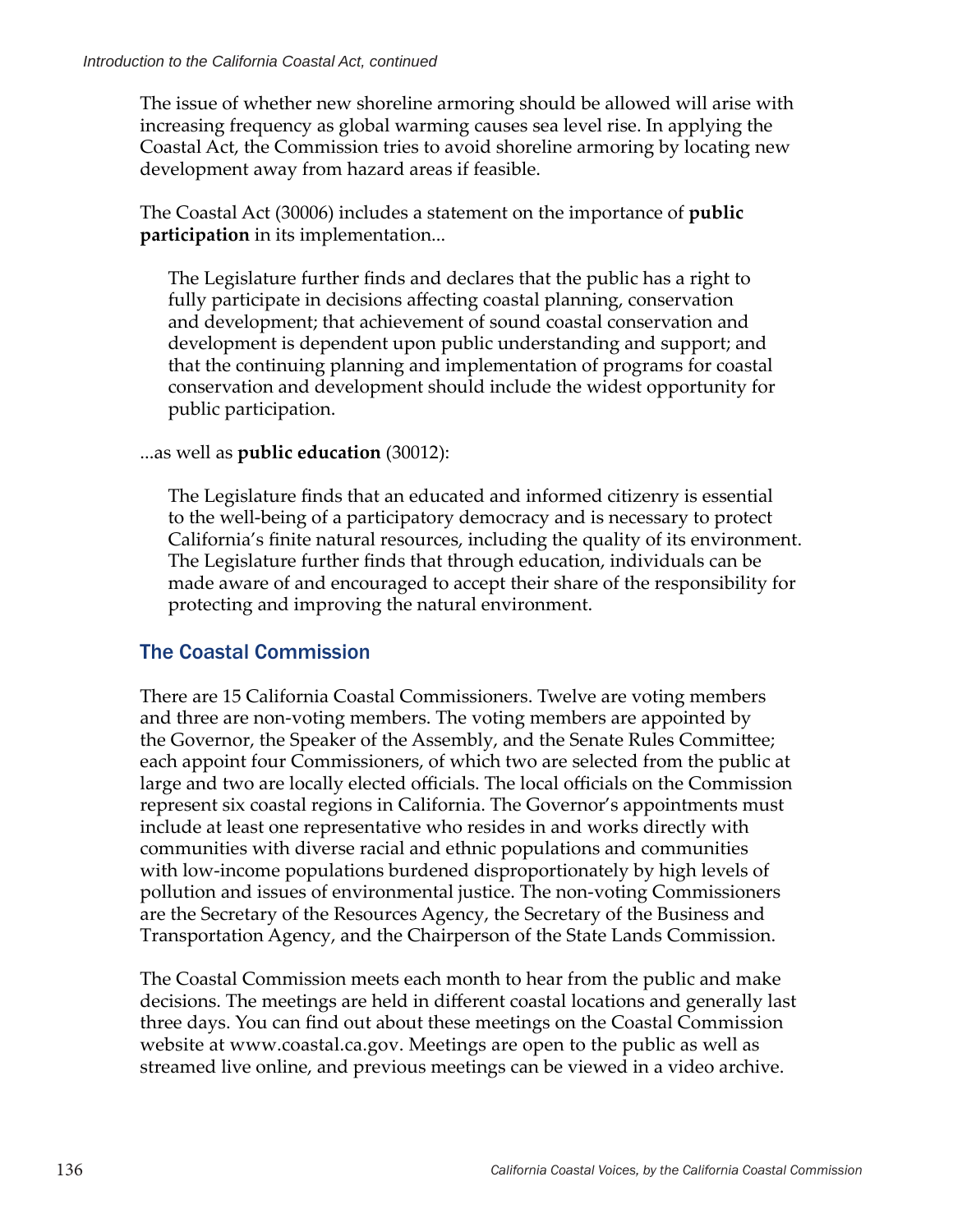The issue of whether new shoreline armoring should be allowed will arise with increasing frequency as global warming causes sea level rise. In applying the Coastal Act, the Commission tries to avoid shoreline armoring by locating new development away from hazard areas if feasible.

The Coastal Act (30006) includes a statement on the importance of **public participation** in its implementation...

> The Legislature further finds and declares that the public has a right to fully participate in decisions affecting coastal planning, conservation and development; that achievement of sound coastal conservation and development is dependent upon public understanding and support; and that the continuing planning and implementation of programs for coastal conservation and development should include the widest opportunity for public participation.

...as well as **public education** (30012):

> The Legislature finds that an educated and informed citizenry is essential to the well-being of a participatory democracy and is necessary to protect California's finite natural resources, including the quality of its environment. The Legislature further finds that through education, individuals can be made aware of and encouraged to accept their share of the responsibility for protecting and improving the natural environment.

## The Coastal Commission

There are 15 California Coastal Commissioners. Twelve are voting members and three are non-voting members. The voting members are appointed by the Governor, the Speaker of the Assembly, and the Senate Rules Committee; each appoint four Commissioners, of which two are selected from the public at large and two are locally elected officials. The local officials on the Commission represent six coastal regions in California. The Governor's appointments must include at least one representative who resides in and works directly with communities with diverse racial and ethnic populations and communities with low-income populations burdened disproportionately by high levels of pollution and issues of environmental justice. The non-voting Commissioners are the Secretary of the Resources Agency, the Secretary of the Business and Transportation Agency, and the Chairperson of the State Lands Commission.

The Coastal Commission meets each month to hear from the public and make decisions. The meetings are held in different coastal locations and generally last three days. You can find out about these meetings on the Coastal Commission website at www.coastal.ca.gov. Meetings are open to the public as well as streamed live online, and previous meetings can be viewed in a video archive.